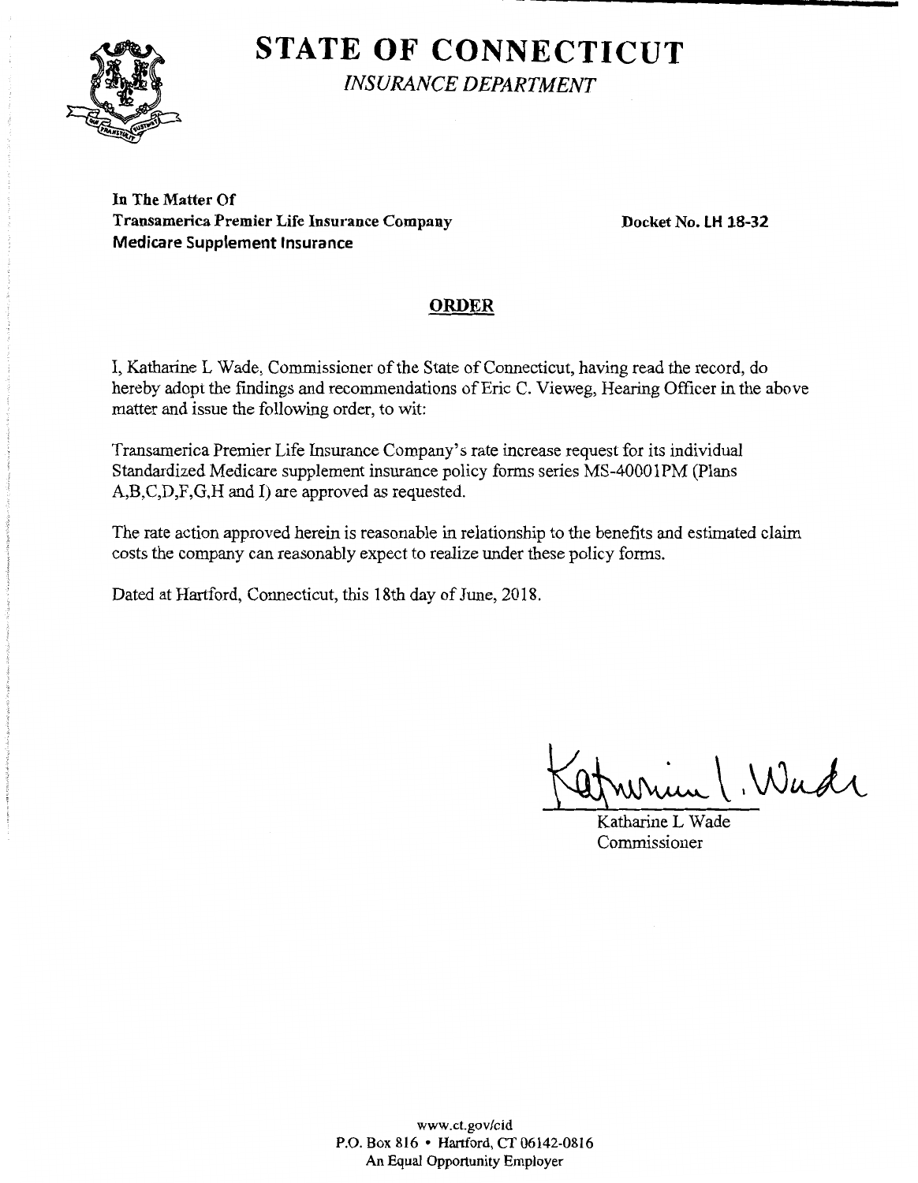# STATE OF CONNECTICUT

*INSURANCE DEPARTMENT*

**In The Matter Of**
**Transamerica Premier Life Insurance Company**
**Medicare Supplement Insurance**

**Docket No. LH 18-32**

## ORDER

I, Katharine L Wade, Commissioner of the State of Connecticut, having read the record, do hereby adopt the findings and recommendations of Eric C. Vieweg, Hearing Officer in the above matter and issue the following order, to wit:

Transamerica Premier Life Insurance Company's rate increase request for its individual Standardized Medicare supplement insurance policy forms series MS-40001PM (Plans A,B,C,D,F,G,H and I) are approved as requested.

The rate action approved herein is reasonable in relationship to the benefits and estimated claim costs the company can reasonably expect to realize under these policy forms.

Dated at Hartford, Connecticut, this 18th day of June, 2018.

Katharine L Wade
Commissioner

www.ct.gov/cid
P.O. Box 816 • Hartford, CT 06142-0816
An Equal Opportunity Employer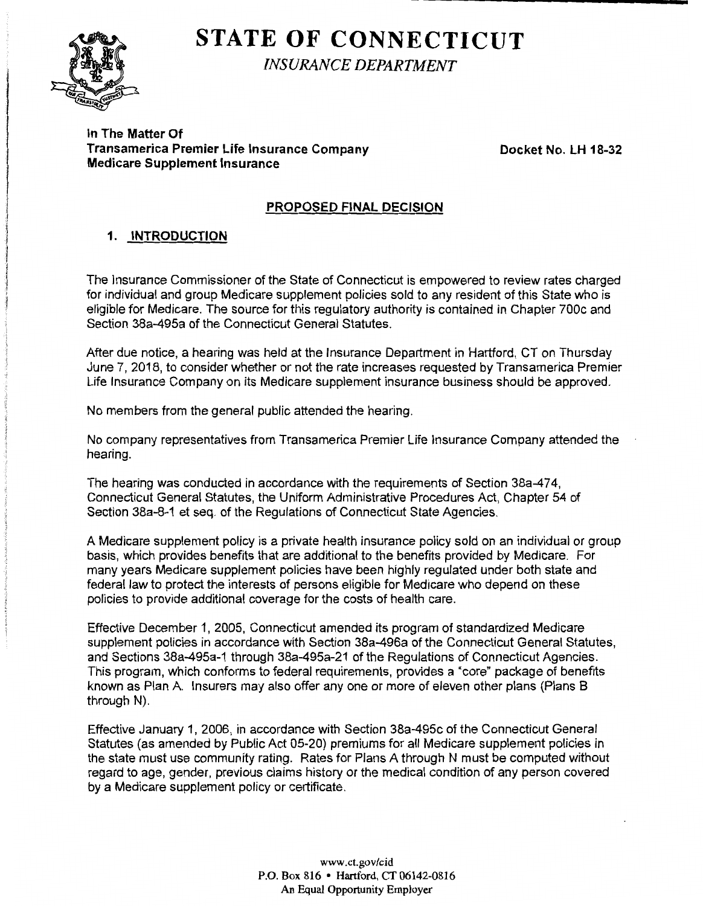# STATE OF CONNECTICUT

*INSURANCE DEPARTMENT*

**In The Matter Of**
**Transamerica Premier Life Insurance Company**
**Medicare Supplement Insurance**

**Docket No. LH 18-32**

## PROPOSED FINAL DECISION

### 1. INTRODUCTION

The Insurance Commissioner of the State of Connecticut is empowered to review rates charged for individual and group Medicare supplement policies sold to any resident of this State who is eligible for Medicare. The source for this regulatory authority is contained in Chapter 700c and Section 38a-495a of the Connecticut General Statutes.

After due notice, a hearing was held at the Insurance Department in Hartford, CT on Thursday June 7, 2018, to consider whether or not the rate increases requested by Transamerica Premier Life Insurance Company on its Medicare supplement insurance business should be approved.

No members from the general public attended the hearing.

No company representatives from Transamerica Premier Life Insurance Company attended the hearing.

The hearing was conducted in accordance with the requirements of Section 38a-474, Connecticut General Statutes, the Uniform Administrative Procedures Act, Chapter 54 of Section 38a-8-1 et seq. of the Regulations of Connecticut State Agencies.

A Medicare supplement policy is a private health insurance policy sold on an individual or group basis, which provides benefits that are additional to the benefits provided by Medicare. For many years Medicare supplement policies have been highly regulated under both state and federal law to protect the interests of persons eligible for Medicare who depend on these policies to provide additional coverage for the costs of health care.

Effective December 1, 2005, Connecticut amended its program of standardized Medicare supplement policies in accordance with Section 38a-496a of the Connecticut General Statutes, and Sections 38a-495a-1 through 38a-495a-21 of the Regulations of Connecticut Agencies. This program, which conforms to federal requirements, provides a "core" package of benefits known as Plan A. Insurers may also offer any one or more of eleven other plans (Plans B through N).

Effective January 1, 2006, in accordance with Section 38a-495c of the Connecticut General Statutes (as amended by Public Act 05-20) premiums for all Medicare supplement policies in the state must use community rating. Rates for Plans A through N must be computed without regard to age, gender, previous claims history or the medical condition of any person covered by a Medicare supplement policy or certificate.

www.ct.gov/cid
P.O. Box 816 • Hartford, CT 06142-0816
An Equal Opportunity Employer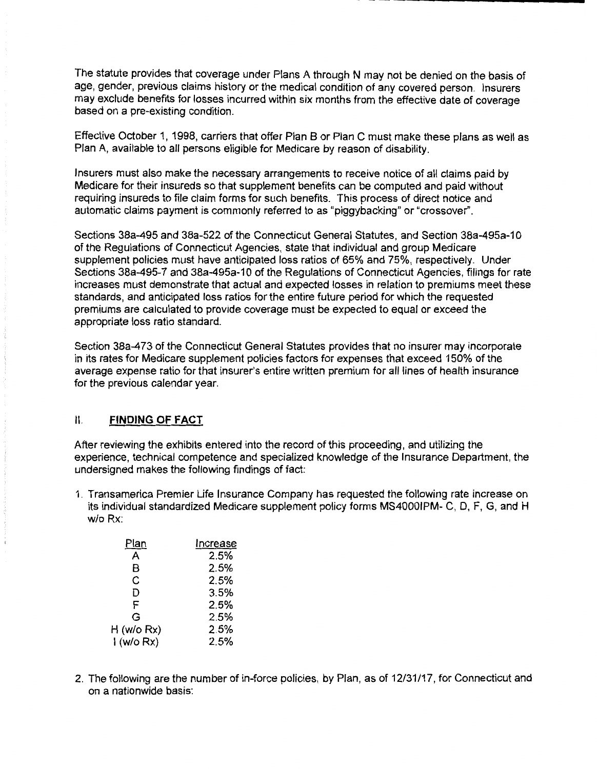The statute provides that coverage under Plans A through N may not be denied on the basis of age, gender, previous claims history or the medical condition of any covered person. Insurers may exclude benefits for losses incurred within six months from the effective date of coverage based on a pre-existing condition.

Effective October 1, 1998, carriers that offer Plan B or Plan C must make these plans as well as Plan A, available to all persons eligible for Medicare by reason of disability.

Insurers must also make the necessary arrangements to receive notice of all claims paid by Medicare for their insureds so that supplement benefits can be computed and paid without requiring insureds to file claim forms for such benefits. This process of direct notice and automatic claims payment is commonly referred to as "piggybacking" or "crossover".

Sections 38a-495 and 38a-522 of the Connecticut General Statutes, and Section 38a-495a-10 of the Regulations of Connecticut Agencies, state that individual and group Medicare supplement policies must have anticipated loss ratios of 65% and 75%, respectively. Under Sections 38a-495-7 and 38a-495a-10 of the Regulations of Connecticut Agencies, filings for rate increases must demonstrate that actual and expected losses in relation to premiums meet these standards, and anticipated loss ratios for the entire future period for which the requested premiums are calculated to provide coverage must be expected to equal or exceed the appropriate loss ratio standard.

Section 38a-473 of the Connecticut General Statutes provides that no insurer may incorporate in its rates for Medicare supplement policies factors for expenses that exceed 150% of the average expense ratio for that insurer's entire written premium for all lines of health insurance for the previous calendar year.

## II. FINDING OF FACT

After reviewing the exhibits entered into the record of this proceeding, and utilizing the experience, technical competence and specialized knowledge of the Insurance Department, the undersigned makes the following findings of fact:

1. Transamerica Premier Life Insurance Company has requested the following rate increase on its individual standardized Medicare supplement policy forms MS4000IPM- C, D, F, G, and H w/o Rx:

| Plan | Increase |
|---|---|
| A | 2.5% |
| B | 2.5% |
| C | 2.5% |
| D | 3.5% |
| F | 2.5% |
| G | 2.5% |
| H (w/o Rx) | 2.5% |
| I (w/o Rx) | 2.5% |

2. The following are the number of in-force policies, by Plan, as of 12/31/17, for Connecticut and on a nationwide basis: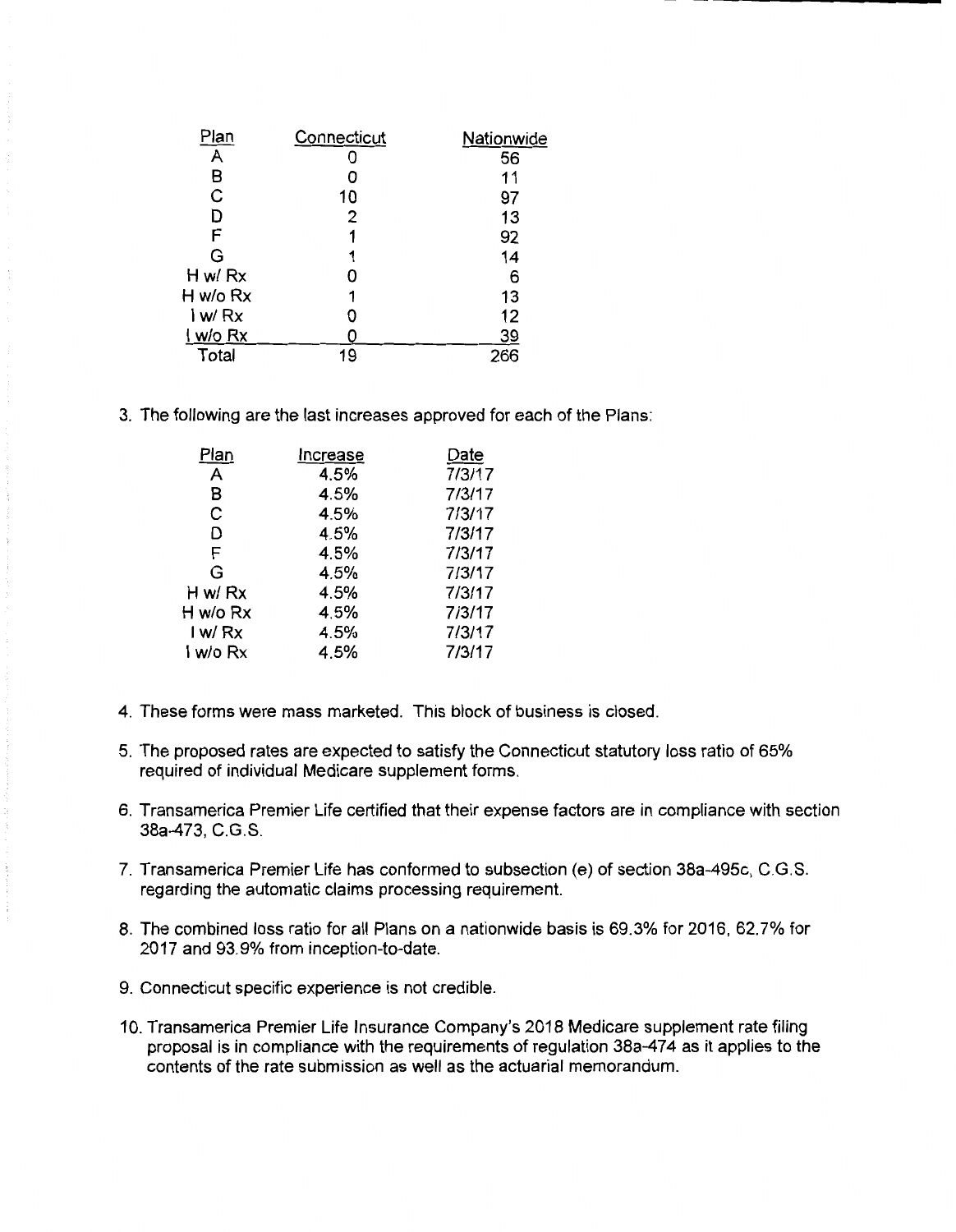| Plan | Connecticut | Nationwide |
| --- | --- | --- |
| A | 0 | 56 |
| B | 0 | 11 |
| C | 10 | 97 |
| D | 2 | 13 |
| F | 1 | 92 |
| G | 1 | 14 |
| H w/ Rx | 0 | 6 |
| H w/o Rx | 1 | 13 |
| I w/ Rx | 0 | 12 |
| I w/o Rx | 0 | 39 |
| Total | 19 | 266 |

3. The following are the last increases approved for each of the Plans:

| Plan | Increase | Date |
| --- | --- | --- |
| A | 4.5% | 7/3/17 |
| B | 4.5% | 7/3/17 |
| C | 4.5% | 7/3/17 |
| D | 4.5% | 7/3/17 |
| F | 4.5% | 7/3/17 |
| G | 4.5% | 7/3/17 |
| H w/ Rx | 4.5% | 7/3/17 |
| H w/o Rx | 4.5% | 7/3/17 |
| I w/ Rx | 4.5% | 7/3/17 |
| I w/o Rx | 4.5% | 7/3/17 |

4. These forms were mass marketed. This block of business is closed.

5. The proposed rates are expected to satisfy the Connecticut statutory loss ratio of 65% required of individual Medicare supplement forms.

6. Transamerica Premier Life certified that their expense factors are in compliance with section 38a-473, C.G.S.

7. Transamerica Premier Life has conformed to subsection (e) of section 38a-495c, C.G.S. regarding the automatic claims processing requirement.

8. The combined loss ratio for all Plans on a nationwide basis is 69.3% for 2016, 62.7% for 2017 and 93.9% from inception-to-date.

9. Connecticut specific experience is not credible.

10. Transamerica Premier Life Insurance Company's 2018 Medicare supplement rate filing proposal is in compliance with the requirements of regulation 38a-474 as it applies to the contents of the rate submission as well as the actuarial memorandum.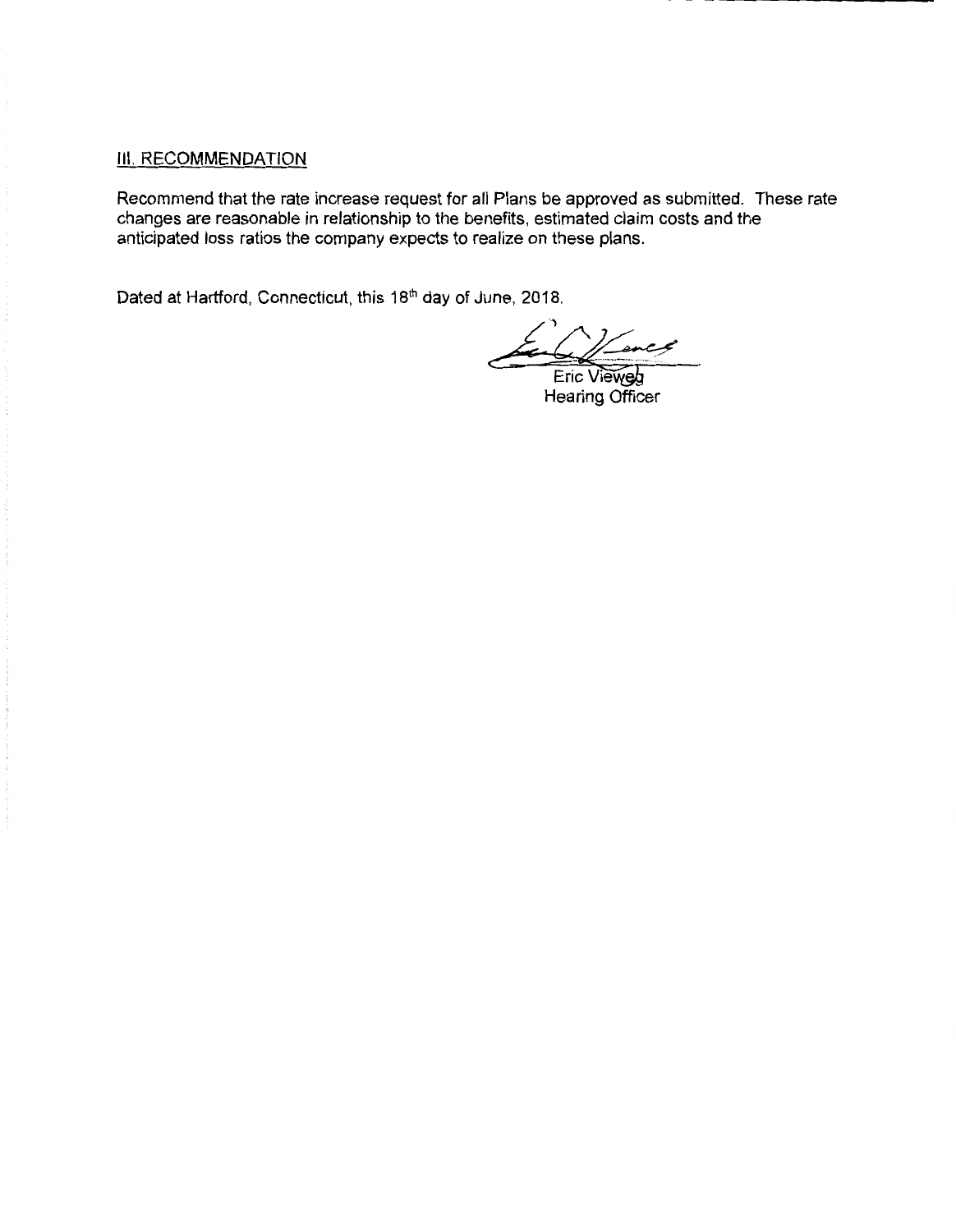## III. RECOMMENDATION

Recommend that the rate increase request for all Plans be approved as submitted. These rate changes are reasonable in relationship to the benefits, estimated claim costs and the anticipated loss ratios the company expects to realize on these plans.

Dated at Hartford, Connecticut, this 18th day of June, 2018.

Eric Vieweg
Hearing Officer